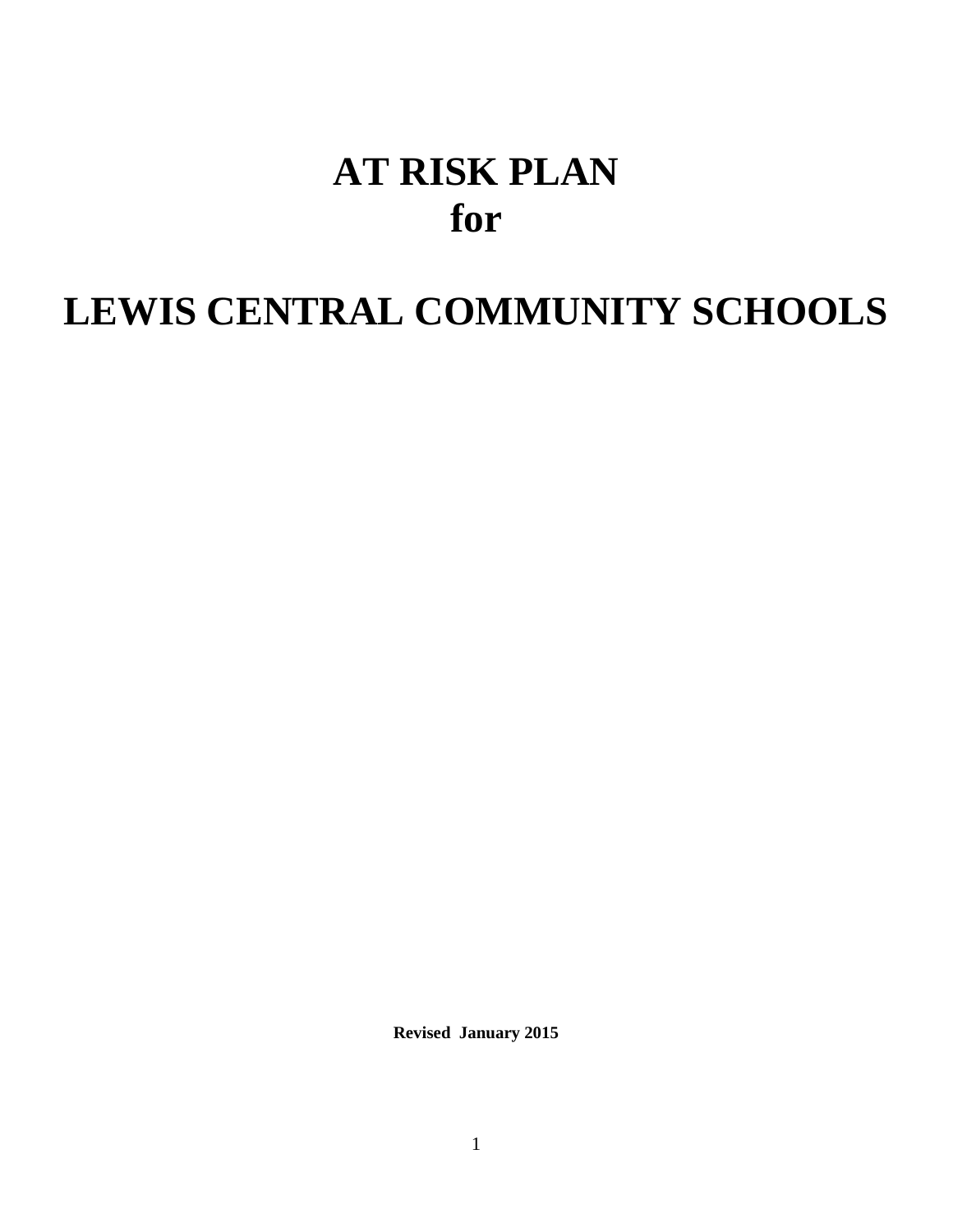# AT RISK PLAN
# for

# LEWIS CENTRAL COMMUNITY SCHOOLS

**Revised January 2015**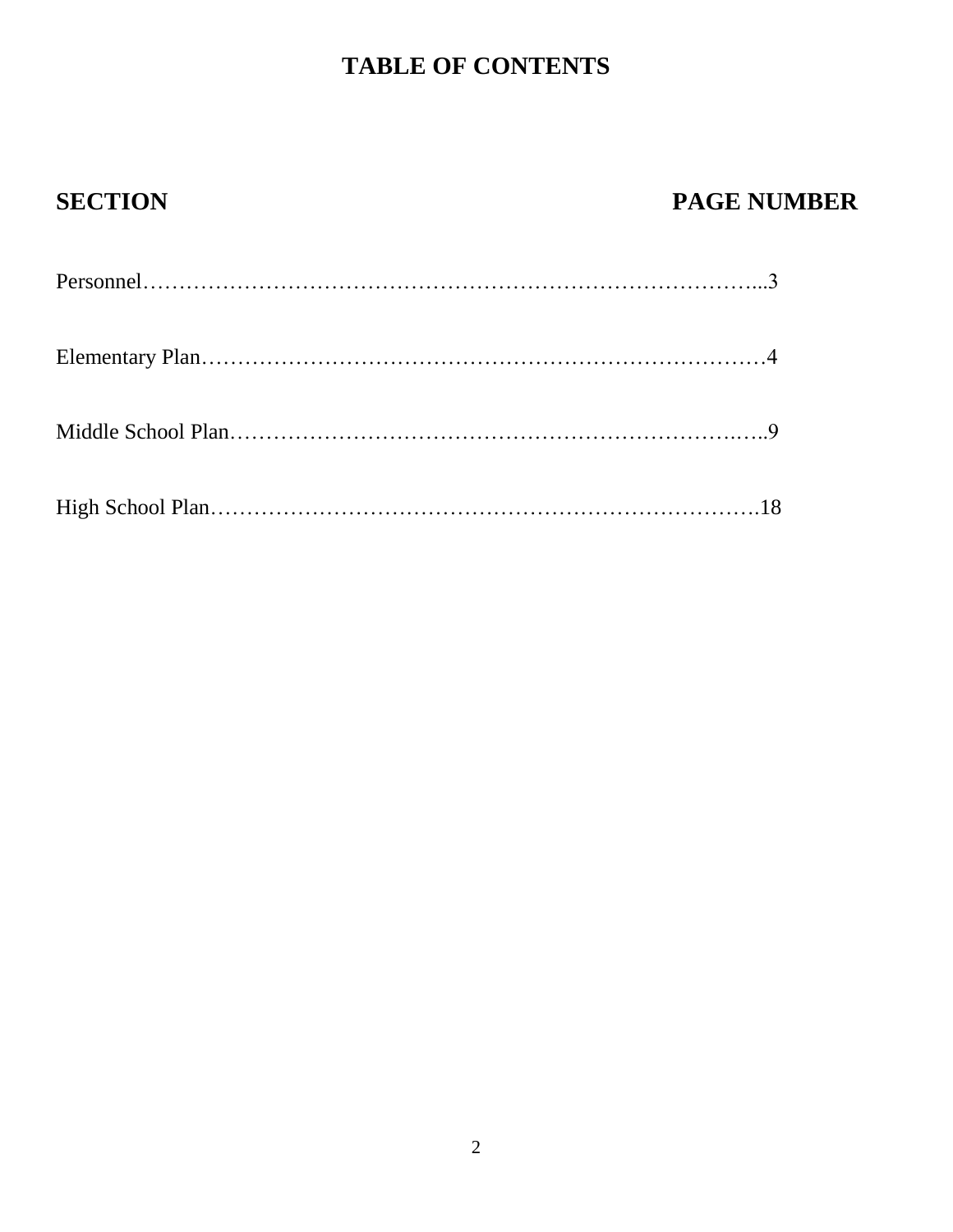# TABLE OF CONTENTS

| SECTION | PAGE NUMBER |
|---|---|
| Personnel | 3 |
| Elementary Plan | 4 |
| Middle School Plan | 9 |
| High School Plan | 18 |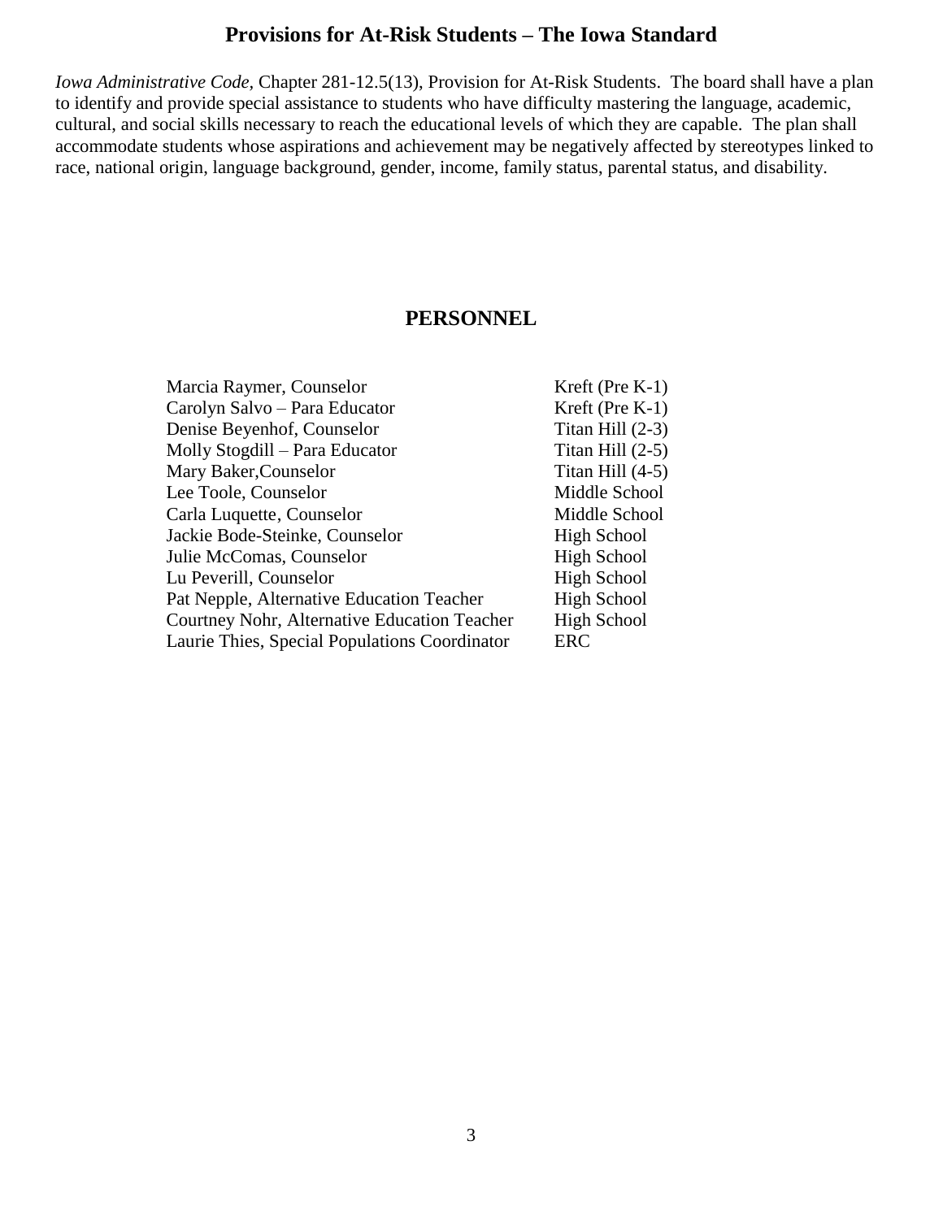# Provisions for At-Risk Students – The Iowa Standard

*Iowa Administrative Code*, Chapter 281-12.5(13), Provision for At-Risk Students. The board shall have a plan to identify and provide special assistance to students who have difficulty mastering the language, academic, cultural, and social skills necessary to reach the educational levels of which they are capable. The plan shall accommodate students whose aspirations and achievement may be negatively affected by stereotypes linked to race, national origin, language background, gender, income, family status, parental status, and disability.

## PERSONNEL

| | |
|---|---|
| Marcia Raymer, Counselor | Kreft (Pre K-1) |
| Carolyn Salvo – Para Educator | Kreft (Pre K-1) |
| Denise Beyenhof, Counselor | Titan Hill (2-3) |
| Molly Stogdill – Para Educator | Titan Hill (2-5) |
| Mary Baker,Counselor | Titan Hill (4-5) |
| Lee Toole, Counselor | Middle School |
| Carla Luquette, Counselor | Middle School |
| Jackie Bode-Steinke, Counselor | High School |
| Julie McComas, Counselor | High School |
| Lu Peverill, Counselor | High School |
| Pat Nepple, Alternative Education Teacher | High School |
| Courtney Nohr, Alternative Education Teacher | High School |
| Laurie Thies, Special Populations Coordinator | ERC |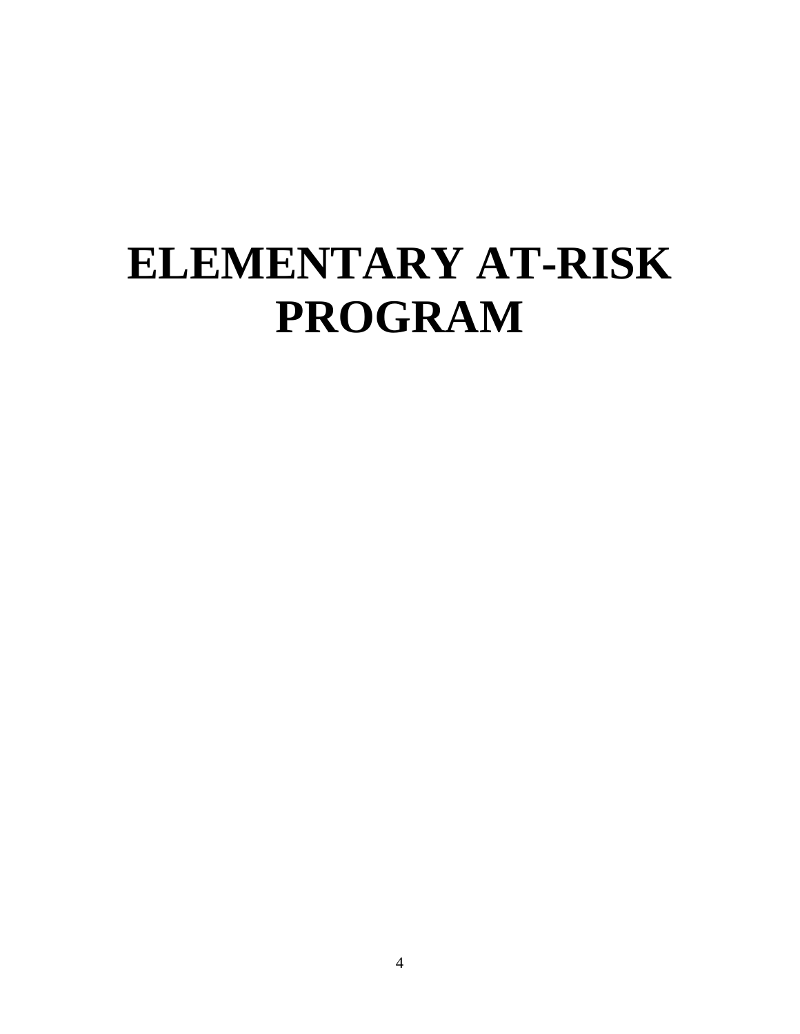# ELEMENTARY AT-RISK PROGRAM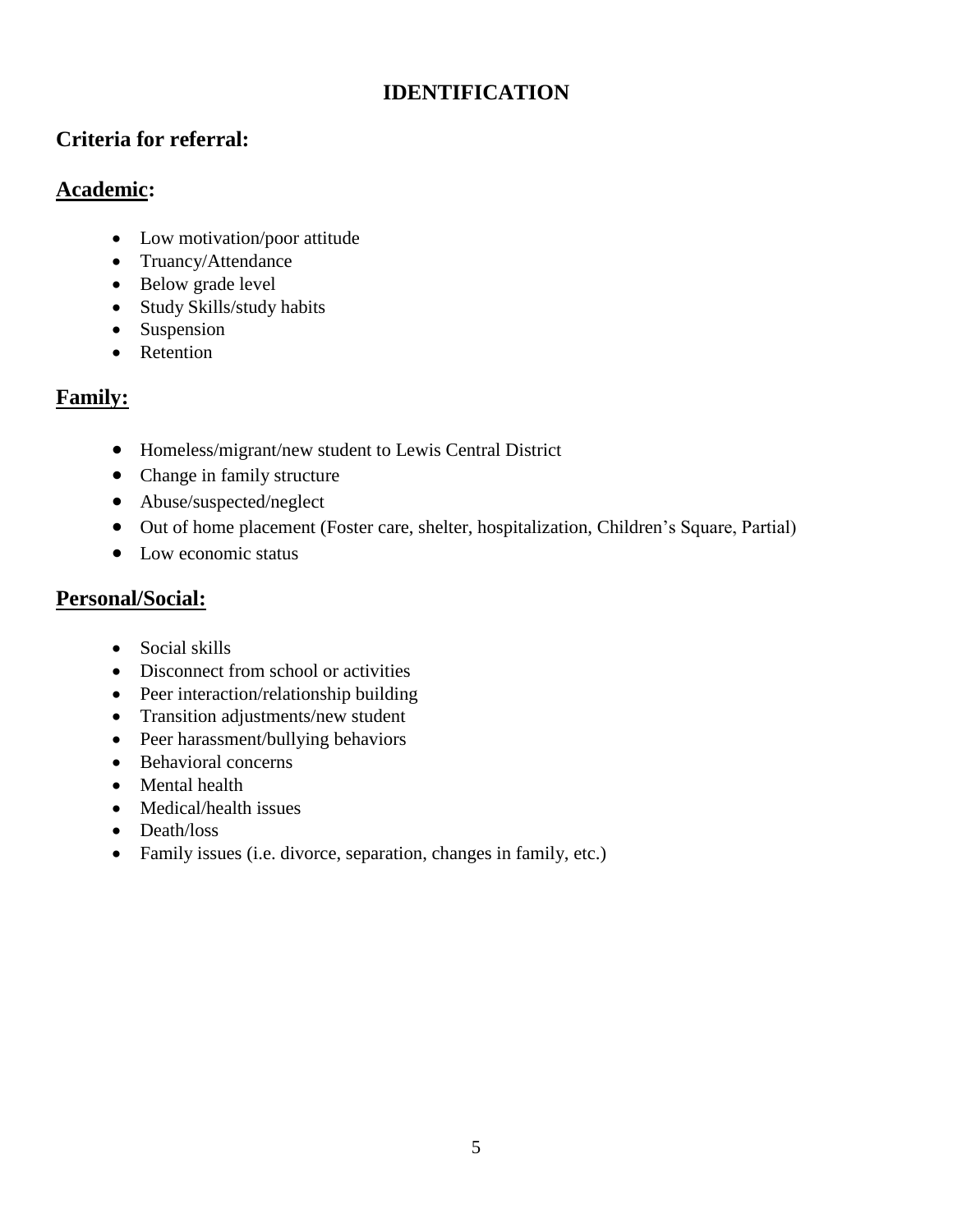# IDENTIFICATION

## Criteria for referral:

### Academic:

- Low motivation/poor attitude
- Truancy/Attendance
- Below grade level
- Study Skills/study habits
- Suspension
- Retention

### Family:

- Homeless/migrant/new student to Lewis Central District
- Change in family structure
- Abuse/suspected/neglect
- Out of home placement (Foster care, shelter, hospitalization, Children's Square, Partial)
- Low economic status

### Personal/Social:

- Social skills
- Disconnect from school or activities
- Peer interaction/relationship building
- Transition adjustments/new student
- Peer harassment/bullying behaviors
- Behavioral concerns
- Mental health
- Medical/health issues
- Death/loss
- Family issues (i.e. divorce, separation, changes in family, etc.)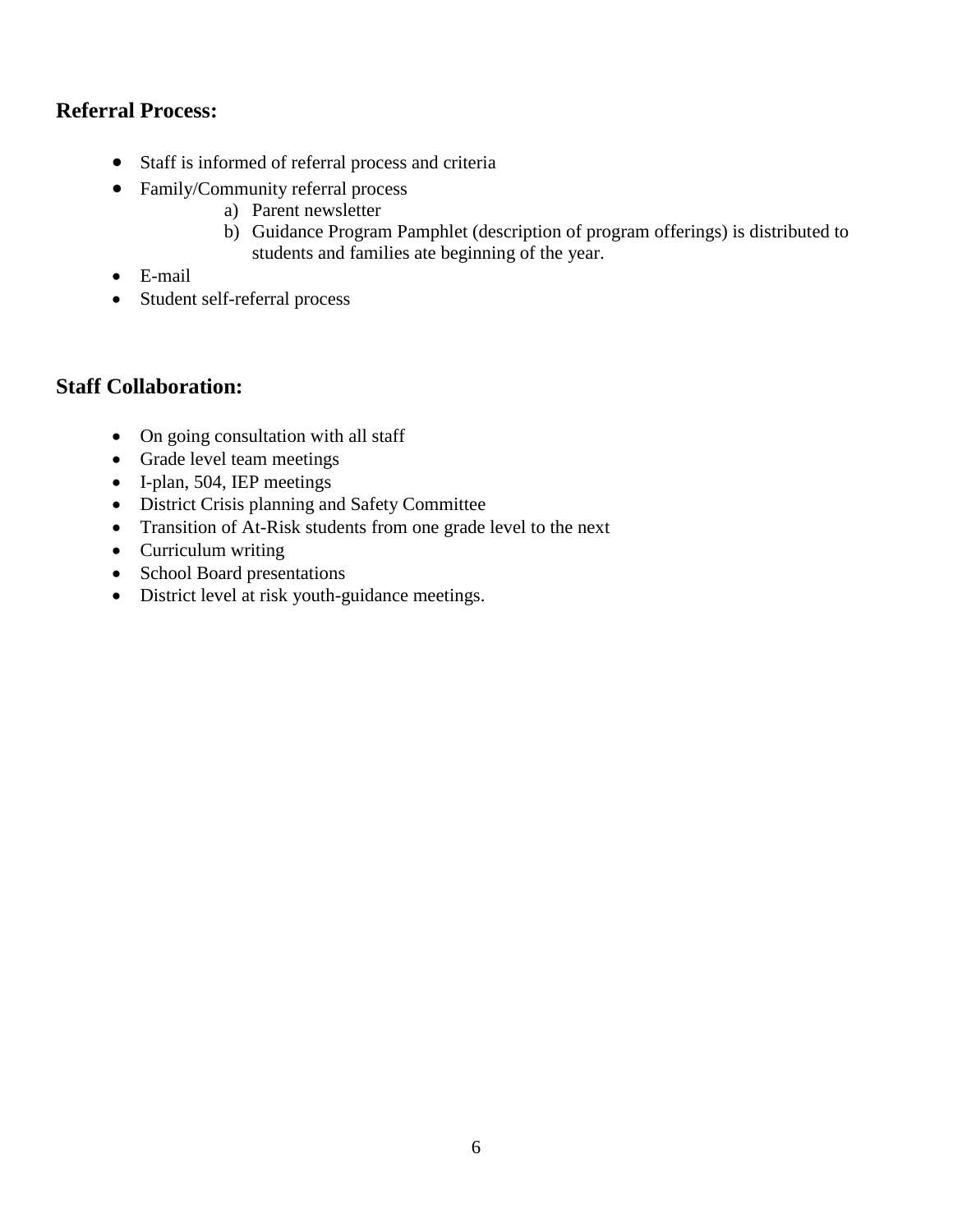## Referral Process:

- Staff is informed of referral process and criteria
- Family/Community referral process
    a) Parent newsletter
    b) Guidance Program Pamphlet (description of program offerings) is distributed to students and families ate beginning of the year.
- E-mail
- Student self-referral process

## Staff Collaboration:

- On going consultation with all staff
- Grade level team meetings
- I-plan, 504, IEP meetings
- District Crisis planning and Safety Committee
- Transition of At-Risk students from one grade level to the next
- Curriculum writing
- School Board presentations
- District level at risk youth-guidance meetings.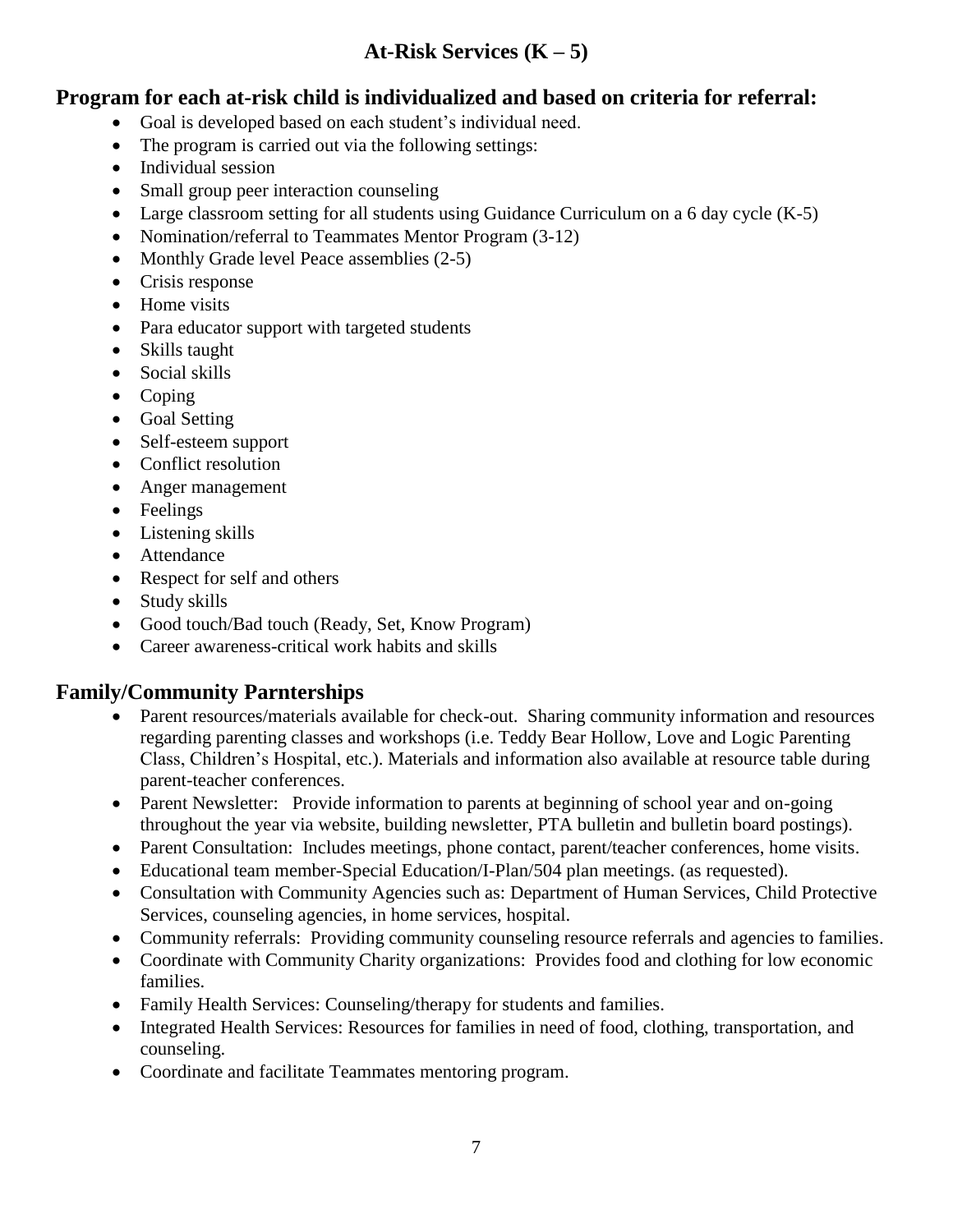# At-Risk Services (K – 5)

## Program for each at-risk child is individualized and based on criteria for referral:

- Goal is developed based on each student's individual need.
- The program is carried out via the following settings:
- Individual session
- Small group peer interaction counseling
- Large classroom setting for all students using Guidance Curriculum on a 6 day cycle (K-5)
- Nomination/referral to Teammates Mentor Program (3-12)
- Monthly Grade level Peace assemblies (2-5)
- Crisis response
- Home visits
- Para educator support with targeted students
- Skills taught
- Social skills
- Coping
- Goal Setting
- Self-esteem support
- Conflict resolution
- Anger management
- Feelings
- Listening skills
- Attendance
- Respect for self and others
- Study skills
- Good touch/Bad touch (Ready, Set, Know Program)
- Career awareness-critical work habits and skills

## Family/Community Parnterships

- Parent resources/materials available for check-out. Sharing community information and resources regarding parenting classes and workshops (i.e. Teddy Bear Hollow, Love and Logic Parenting Class, Children's Hospital, etc.). Materials and information also available at resource table during parent-teacher conferences.
- Parent Newsletter: Provide information to parents at beginning of school year and on-going throughout the year via website, building newsletter, PTA bulletin and bulletin board postings).
- Parent Consultation: Includes meetings, phone contact, parent/teacher conferences, home visits.
- Educational team member-Special Education/I-Plan/504 plan meetings. (as requested).
- Consultation with Community Agencies such as: Department of Human Services, Child Protective Services, counseling agencies, in home services, hospital.
- Community referrals: Providing community counseling resource referrals and agencies to families.
- Coordinate with Community Charity organizations: Provides food and clothing for low economic families.
- Family Health Services: Counseling/therapy for students and families.
- Integrated Health Services: Resources for families in need of food, clothing, transportation, and counseling.
- Coordinate and facilitate Teammates mentoring program.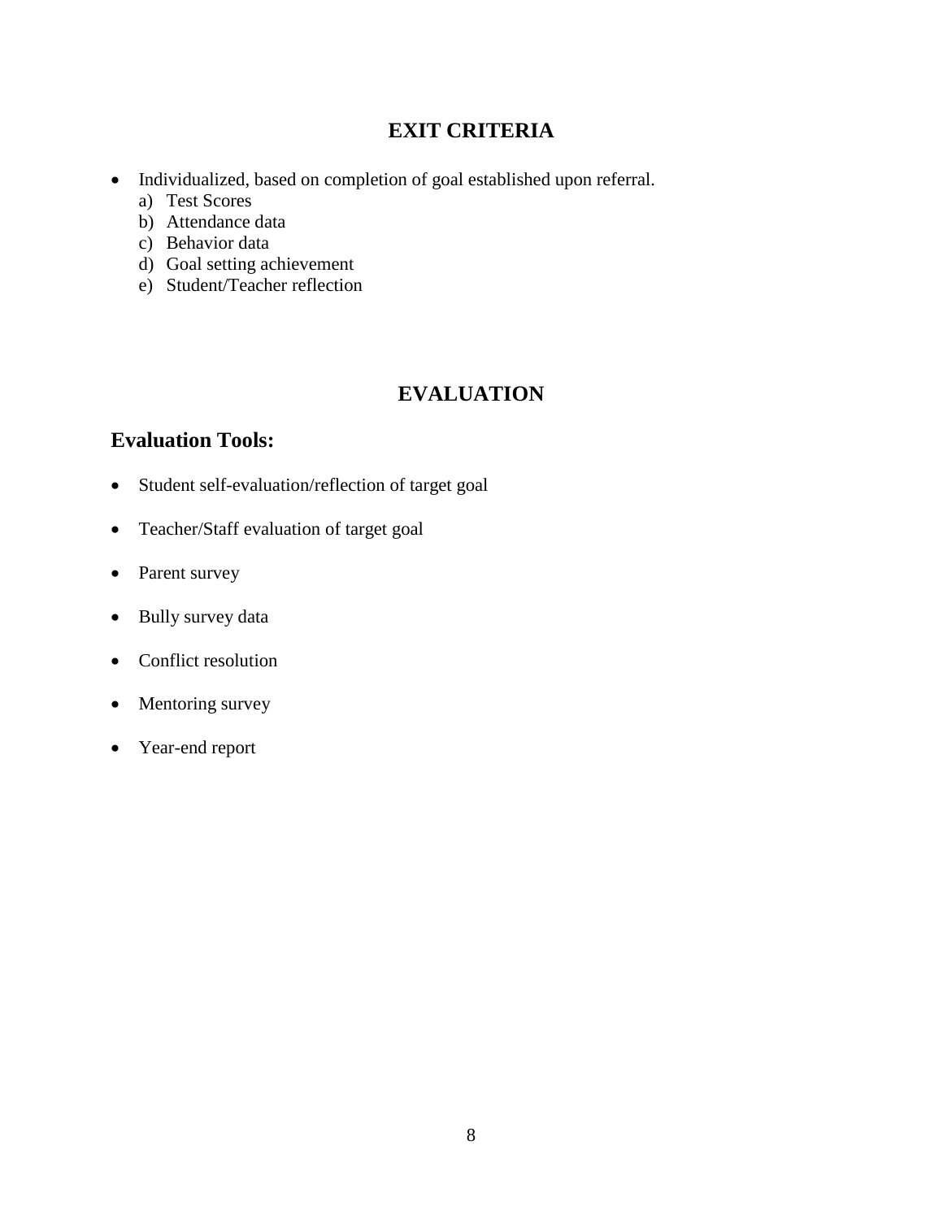## EXIT CRITERIA

- Individualized, based on completion of goal established upon referral.
  a) Test Scores
  b) Attendance data
  c) Behavior data
  d) Goal setting achievement
  e) Student/Teacher reflection

## EVALUATION

### Evaluation Tools:

- Student self-evaluation/reflection of target goal
- Teacher/Staff evaluation of target goal
- Parent survey
- Bully survey data
- Conflict resolution
- Mentoring survey
- Year-end report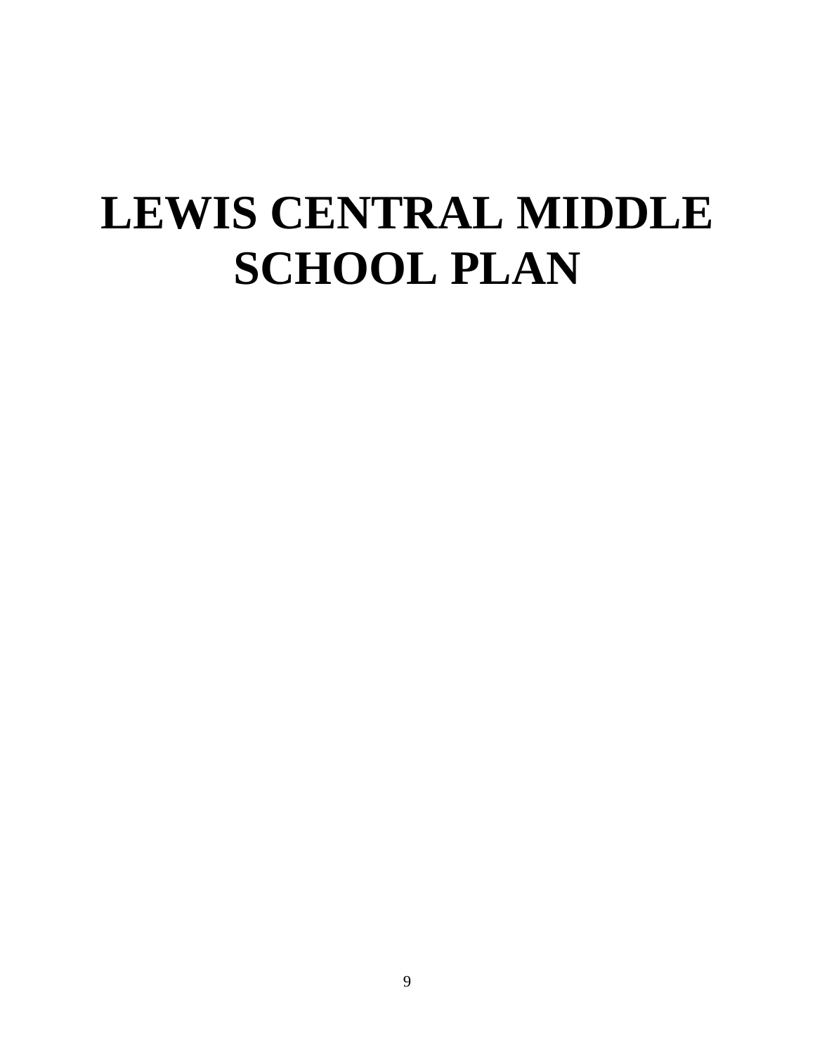# LEWIS CENTRAL MIDDLE SCHOOL PLAN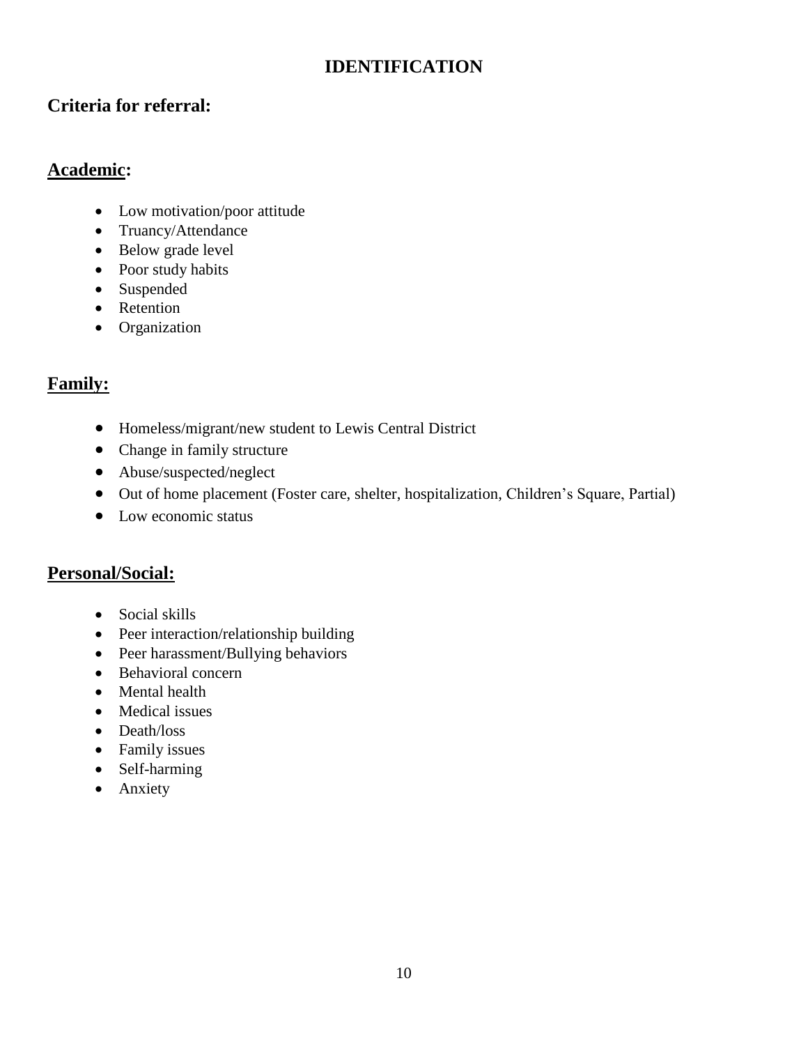# IDENTIFICATION

## Criteria for referral:

### Academic:

- Low motivation/poor attitude
- Truancy/Attendance
- Below grade level
- Poor study habits
- Suspended
- Retention
- Organization

### Family:

- Homeless/migrant/new student to Lewis Central District
- Change in family structure
- Abuse/suspected/neglect
- Out of home placement (Foster care, shelter, hospitalization, Children's Square, Partial)
- Low economic status

### Personal/Social:

- Social skills
- Peer interaction/relationship building
- Peer harassment/Bullying behaviors
- Behavioral concern
- Mental health
- Medical issues
- Death/loss
- Family issues
- Self-harming
- Anxiety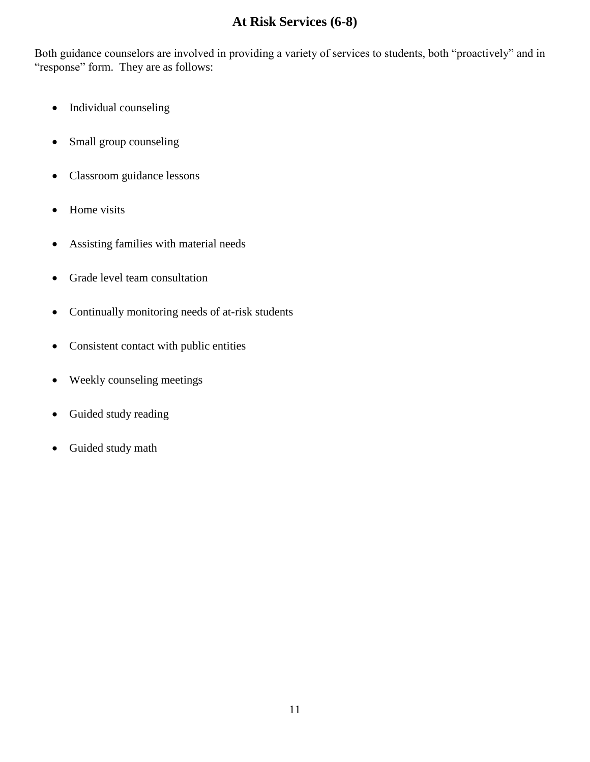# At Risk Services (6-8)

Both guidance counselors are involved in providing a variety of services to students, both "proactively" and in "response" form. They are as follows:

- Individual counseling
- Small group counseling
- Classroom guidance lessons
- Home visits
- Assisting families with material needs
- Grade level team consultation
- Continually monitoring needs of at-risk students
- Consistent contact with public entities
- Weekly counseling meetings
- Guided study reading
- Guided study math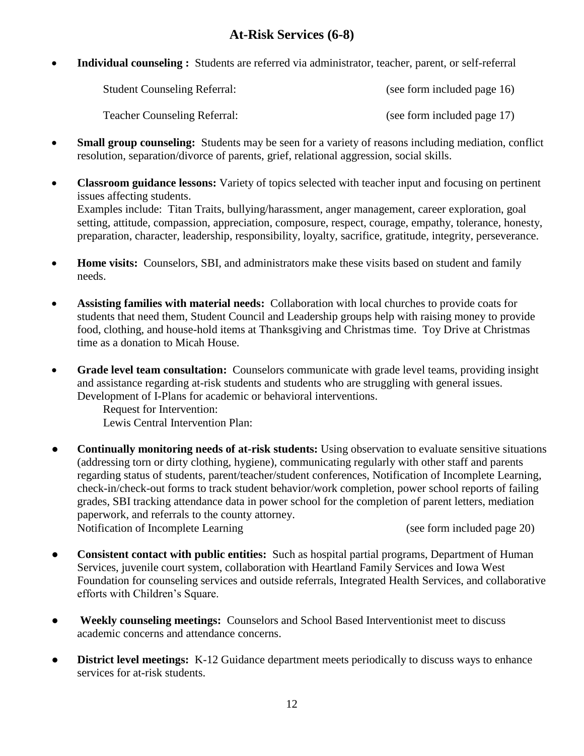## At-Risk Services (6-8)

- **Individual counseling :** Students are referred via administrator, teacher, parent, or self-referral

  Student Counseling Referral: (see form included page 16)

  Teacher Counseling Referral: (see form included page 17)

- **Small group counseling:** Students may be seen for a variety of reasons including mediation, conflict resolution, separation/divorce of parents, grief, relational aggression, social skills.

- **Classroom guidance lessons:** Variety of topics selected with teacher input and focusing on pertinent issues affecting students.
  Examples include: Titan Traits, bullying/harassment, anger management, career exploration, goal setting, attitude, compassion, appreciation, composure, respect, courage, empathy, tolerance, honesty, preparation, character, leadership, responsibility, loyalty, sacrifice, gratitude, integrity, perseverance.

- **Home visits:** Counselors, SBI, and administrators make these visits based on student and family needs.

- **Assisting families with material needs:** Collaboration with local churches to provide coats for students that need them, Student Council and Leadership groups help with raising money to provide food, clothing, and house-hold items at Thanksgiving and Christmas time. Toy Drive at Christmas time as a donation to Micah House.

- **Grade level team consultation:** Counselors communicate with grade level teams, providing insight and assistance regarding at-risk students and students who are struggling with general issues. Development of I-Plans for academic or behavioral interventions.
  Request for Intervention:
  Lewis Central Intervention Plan:

- **Continually monitoring needs of at-risk students:** Using observation to evaluate sensitive situations (addressing torn or dirty clothing, hygiene), communicating regularly with other staff and parents regarding status of students, parent/teacher/student conferences, Notification of Incomplete Learning, check-in/check-out forms to track student behavior/work completion, power school reports of failing grades, SBI tracking attendance data in power school for the completion of parent letters, mediation paperwork, and referrals to the county attorney.
  Notification of Incomplete Learning (see form included page 20)

- **Consistent contact with public entities:** Such as hospital partial programs, Department of Human Services, juvenile court system, collaboration with Heartland Family Services and Iowa West Foundation for counseling services and outside referrals, Integrated Health Services, and collaborative efforts with Children's Square.

- **Weekly counseling meetings:** Counselors and School Based Interventionist meet to discuss academic concerns and attendance concerns.

- **District level meetings:** K-12 Guidance department meets periodically to discuss ways to enhance services for at-risk students.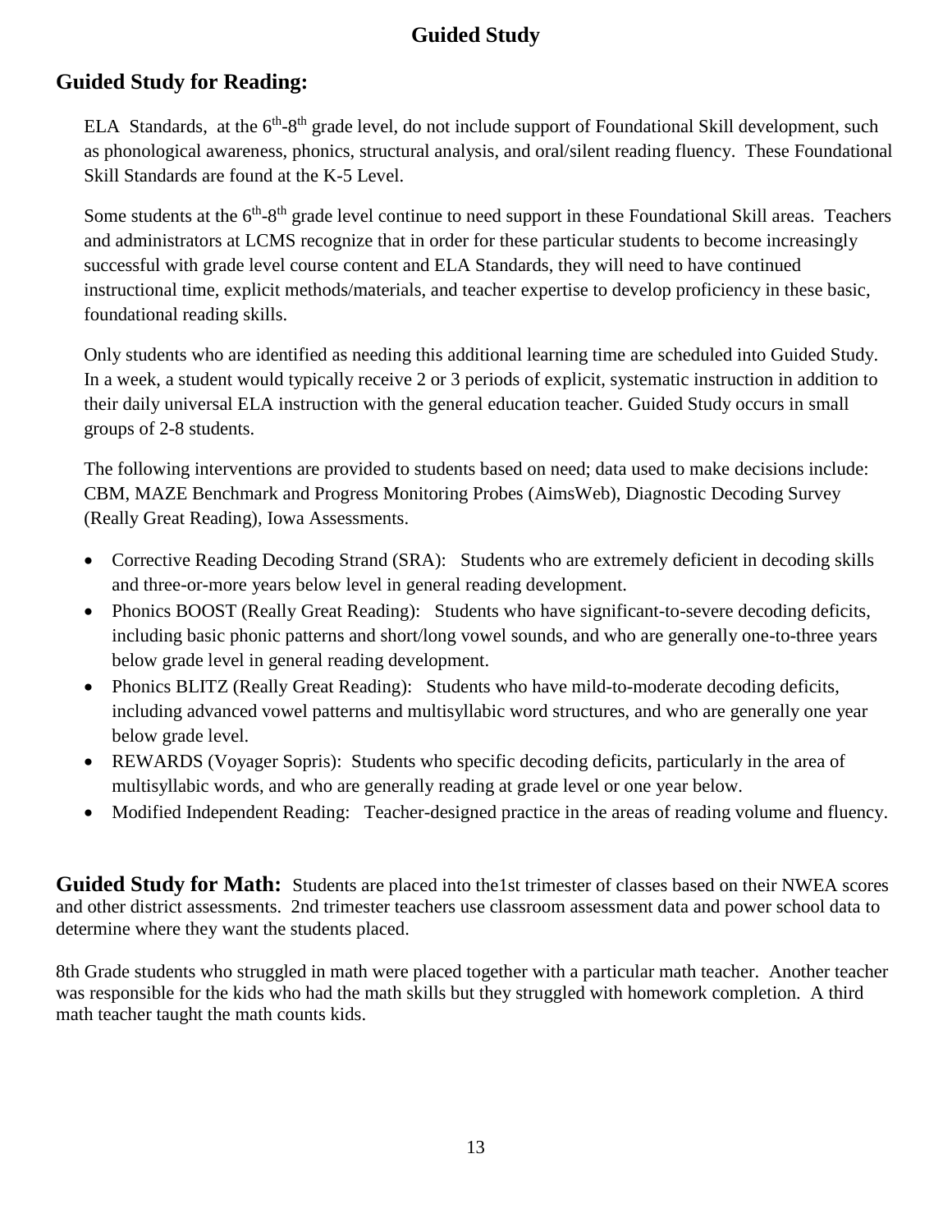# Guided Study

## Guided Study for Reading:

ELA Standards, at the $6^{th}$-$8^{th}$ grade level, do not include support of Foundational Skill development, such as phonological awareness, phonics, structural analysis, and oral/silent reading fluency. These Foundational Skill Standards are found at the K-5 Level.

Some students at the $6^{th}$-$8^{th}$ grade level continue to need support in these Foundational Skill areas. Teachers and administrators at LCMS recognize that in order for these particular students to become increasingly successful with grade level course content and ELA Standards, they will need to have continued instructional time, explicit methods/materials, and teacher expertise to develop proficiency in these basic, foundational reading skills.

Only students who are identified as needing this additional learning time are scheduled into Guided Study. In a week, a student would typically receive 2 or 3 periods of explicit, systematic instruction in addition to their daily universal ELA instruction with the general education teacher. Guided Study occurs in small groups of 2-8 students.

The following interventions are provided to students based on need; data used to make decisions include: CBM, MAZE Benchmark and Progress Monitoring Probes (AimsWeb), Diagnostic Decoding Survey (Really Great Reading), Iowa Assessments.

- Corrective Reading Decoding Strand (SRA): Students who are extremely deficient in decoding skills and three-or-more years below level in general reading development.
- Phonics BOOST (Really Great Reading): Students who have significant-to-severe decoding deficits, including basic phonic patterns and short/long vowel sounds, and who are generally one-to-three years below grade level in general reading development.
- Phonics BLITZ (Really Great Reading): Students who have mild-to-moderate decoding deficits, including advanced vowel patterns and multisyllabic word structures, and who are generally one year below grade level.
- REWARDS (Voyager Sopris): Students who specific decoding deficits, particularly in the area of multisyllabic words, and who are generally reading at grade level or one year below.
- Modified Independent Reading: Teacher-designed practice in the areas of reading volume and fluency.

**Guided Study for Math:** Students are placed into the1st trimester of classes based on their NWEA scores and other district assessments. 2nd trimester teachers use classroom assessment data and power school data to determine where they want the students placed.

8th Grade students who struggled in math were placed together with a particular math teacher. Another teacher was responsible for the kids who had the math skills but they struggled with homework completion. A third math teacher taught the math counts kids.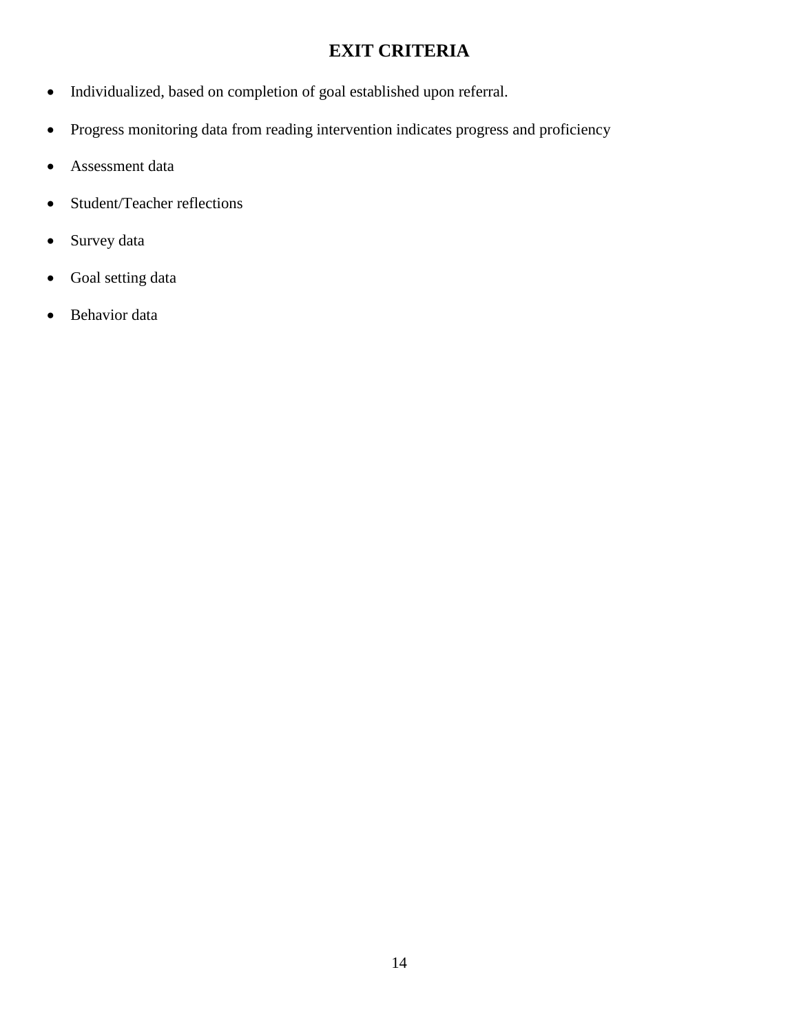# EXIT CRITERIA

- Individualized, based on completion of goal established upon referral.
- Progress monitoring data from reading intervention indicates progress and proficiency
- Assessment data
- Student/Teacher reflections
- Survey data
- Goal setting data
- Behavior data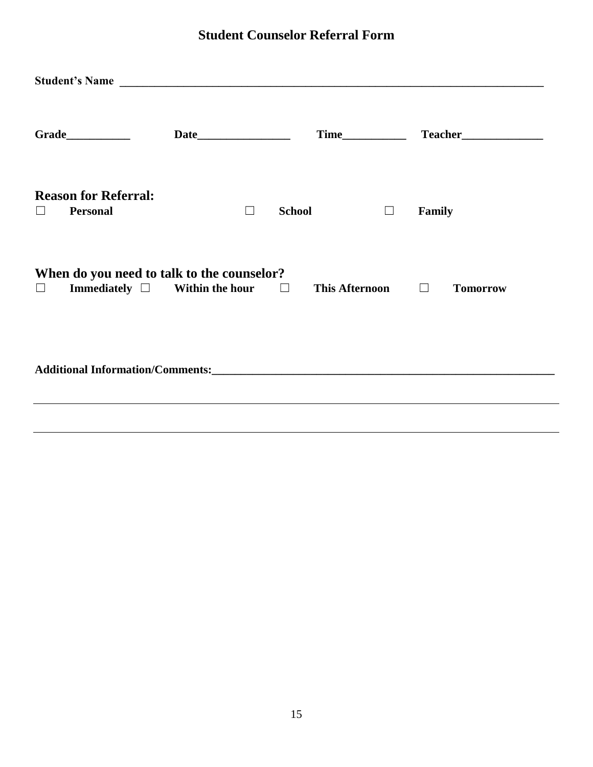## Student Counselor Referral Form

**Student's Name** ______________________________________________________________________________

**Grade**___________ **Date**________________ **Time**___________ **Teacher**______________

### Reason for Referral:

☐ **Personal** ☐ **School** ☐ **Family**

### When do you need to talk to the counselor?

☐ **Immediately** ☐ **Within the hour** ☐ **This Afternoon** ☐ **Tomorrow**

**Additional Information/Comments:**_______________________________________________________________

_____________________________________________________________________________________________

_____________________________________________________________________________________________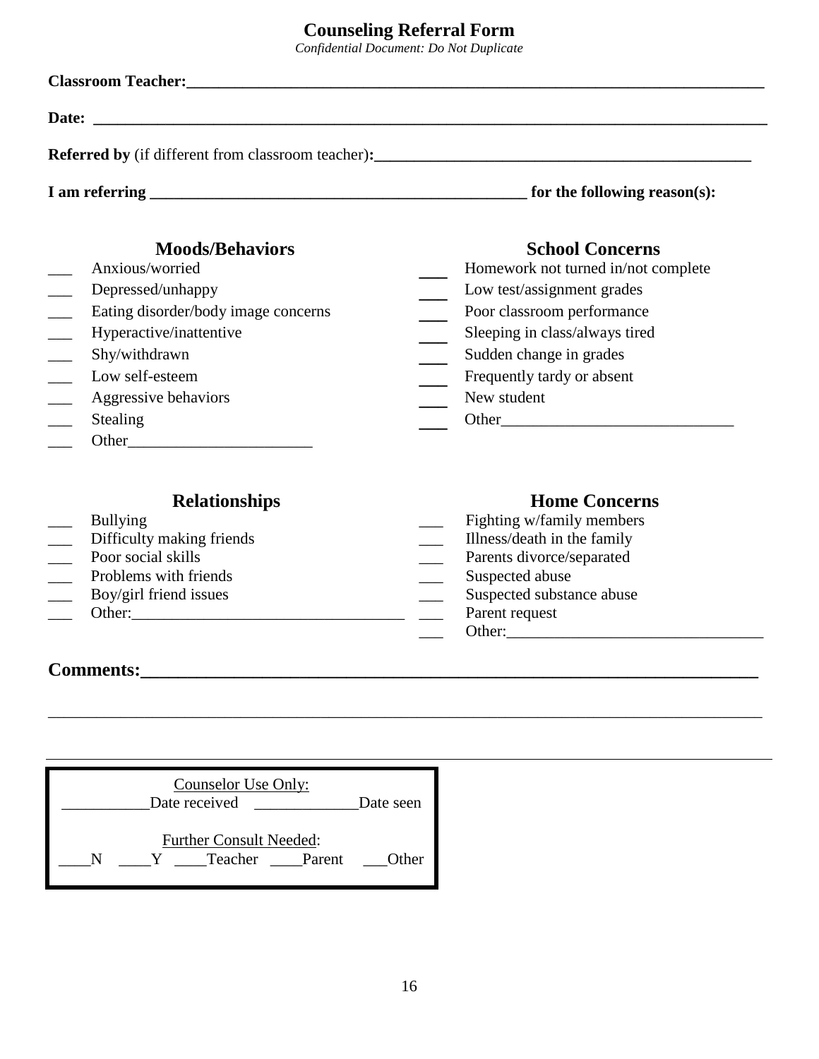# Counseling Referral Form

*Confidential Document: Do Not Duplicate*

**Classroom Teacher:**___________________________________________________________________________

**Date:** ______________________________________________________________________________________

**Referred by** (if different from classroom teacher)**:**_________________________________________________

**I am referring** _________________________________________________ **for the following reason(s):**

## Moods/Behaviors

___ Anxious/worried
___ Depressed/unhappy
___ Eating disorder/body image concerns
___ Hyperactive/inattentive
___ Shy/withdrawn
___ Low self-esteem
___ Aggressive behaviors
___ Stealing
___ Other_______________________

## School Concerns

___ Homework not turned in/not complete
___ Low test/assignment grades
___ Poor classroom performance
___ Sleeping in class/always tired
___ Sudden change in grades
___ Frequently tardy or absent
___ New student
___ Other_____________________________

## Relationships

___ Bullying
___ Difficulty making friends
___ Poor social skills
___ Problems with friends
___ Boy/girl friend issues
___ Other:__________________________________

## Home Concerns

___ Fighting w/family members
___ Illness/death in the family
___ Parents divorce/separated
___ Suspected abuse
___ Suspected substance abuse
___ Parent request
___ Other:________________________________

**Comments:**______________________________________________________________________

__________________________________________________________________________________________

__________________________________________________________________________________________

Counselor Use Only:
___________Date received   _____________Date seen

Further Consult Needed:
____N ____Y ____Teacher ____Parent ___Other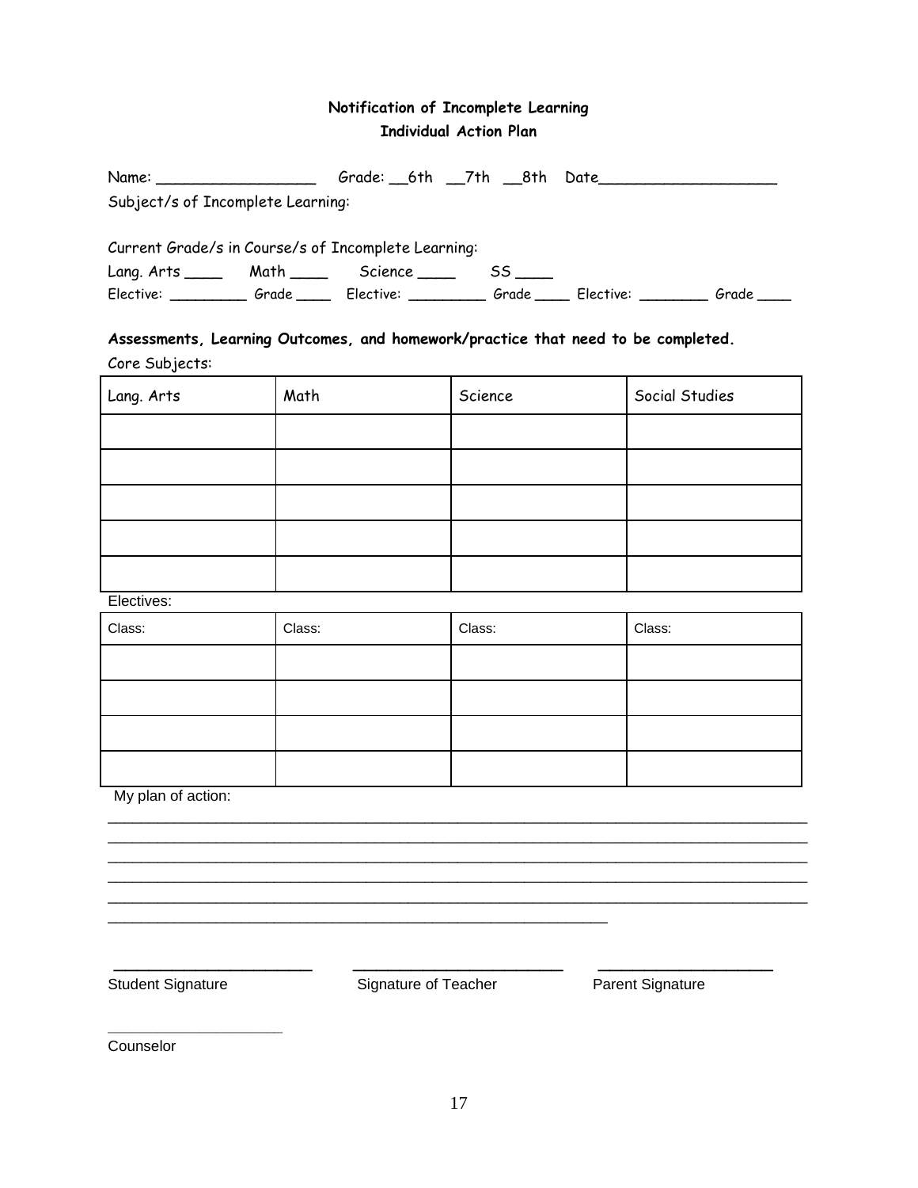**Notification of Incomplete Learning**
**Individual Action Plan**

Name: _________________ Grade: __6th __7th __8th Date___________________

Subject/s of Incomplete Learning:

Current Grade/s in Course/s of Incomplete Learning:

Lang. Arts ____ Math ____ Science ____ SS ____

Elective: _________ Grade ____ Elective: _________ Grade ____ Elective: ________ Grade ____

**Assessments, Learning Outcomes, and homework/practice that need to be completed.**

Core Subjects:

| Lang. Arts | Math | Science | Social Studies |
|---|---|---|---|
| | | | |
| | | | |
| | | | |
| | | | |
| | | | |

Electives:

| Class: | Class: | Class: | Class: |
|---|---|---|---|
| | | | |
| | | | |
| | | | |
| | | | |

My plan of action:

______________________________________________________________________________
______________________________________________________________________________
______________________________________________________________________________
______________________________________________________________________________
______________________________________________________________________________
_______________________________________________________

______________________ ______________________ ____________________

Student Signature Signature of Teacher Parent Signature

____________________

Counselor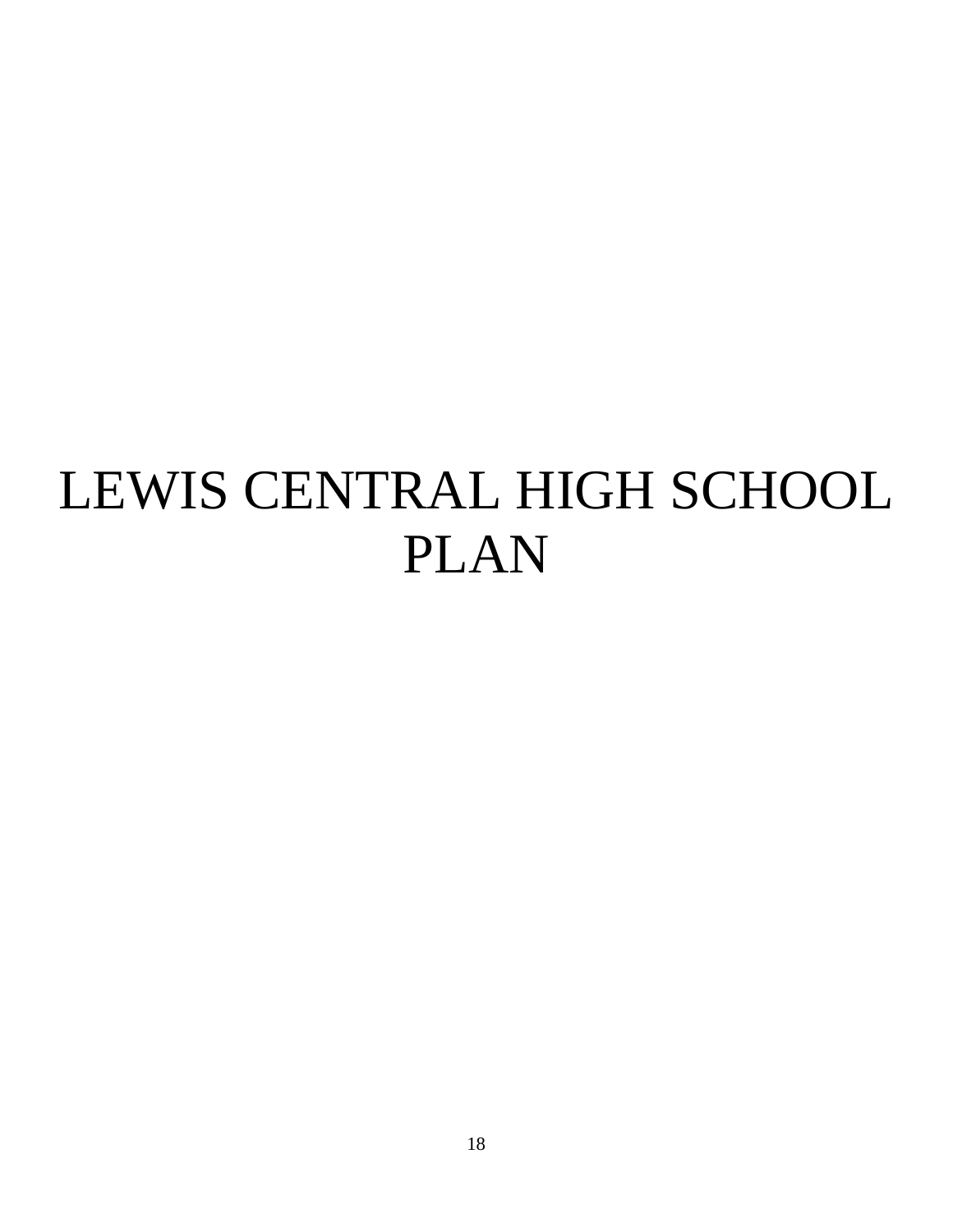# LEWIS CENTRAL HIGH SCHOOL PLAN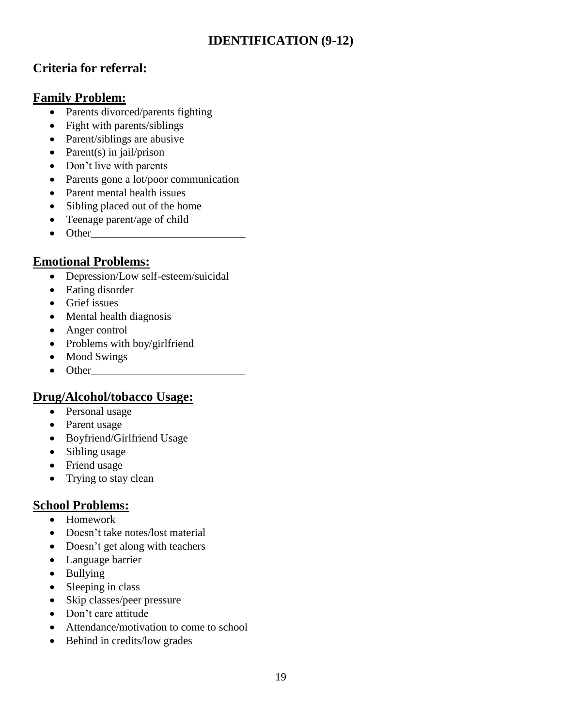# IDENTIFICATION (9-12)

## Criteria for referral:

### Family Problem:

- Parents divorced/parents fighting
- Fight with parents/siblings
- Parent/siblings are abusive
- Parent(s) in jail/prison
- Don't live with parents
- Parents gone a lot/poor communication
- Parent mental health issues
- Sibling placed out of the home
- Teenage parent/age of child
- Other____________________________

### Emotional Problems:

- Depression/Low self-esteem/suicidal
- Eating disorder
- Grief issues
- Mental health diagnosis
- Anger control
- Problems with boy/girlfriend
- Mood Swings
- Other____________________________

### Drug/Alcohol/tobacco Usage:

- Personal usage
- Parent usage
- Boyfriend/Girlfriend Usage
- Sibling usage
- Friend usage
- Trying to stay clean

### School Problems:

- Homework
- Doesn't take notes/lost material
- Doesn't get along with teachers
- Language barrier
- Bullying
- Sleeping in class
- Skip classes/peer pressure
- Don't care attitude
- Attendance/motivation to come to school
- Behind in credits/low grades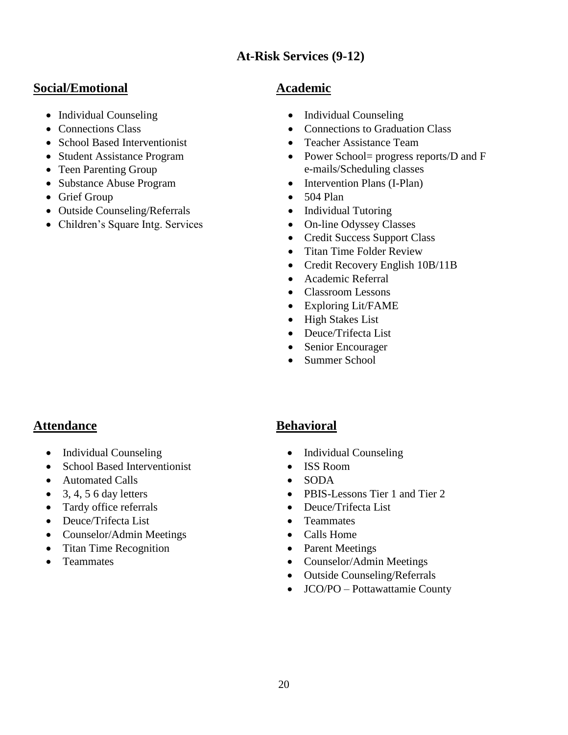# At-Risk Services (9-12)

## Social/Emotional

- Individual Counseling
- Connections Class
- School Based Interventionist
- Student Assistance Program
- Teen Parenting Group
- Substance Abuse Program
- Grief Group
- Outside Counseling/Referrals
- Children's Square Intg. Services

## Academic

- Individual Counseling
- Connections to Graduation Class
- Teacher Assistance Team
- Power School= progress reports/D and F e-mails/Scheduling classes
- Intervention Plans (I-Plan)
- 504 Plan
- Individual Tutoring
- On-line Odyssey Classes
- Credit Success Support Class
- Titan Time Folder Review
- Credit Recovery English 10B/11B
- Academic Referral
- Classroom Lessons
- Exploring Lit/FAME
- High Stakes List
- Deuce/Trifecta List
- Senior Encourager
- Summer School

## Attendance

- Individual Counseling
- School Based Interventionist
- Automated Calls
- 3, 4, 5 6 day letters
- Tardy office referrals
- Deuce/Trifecta List
- Counselor/Admin Meetings
- Titan Time Recognition
- Teammates

## Behavioral

- Individual Counseling
- ISS Room
- SODA
- PBIS-Lessons Tier 1 and Tier 2
- Deuce/Trifecta List
- Teammates
- Calls Home
- Parent Meetings
- Counselor/Admin Meetings
- Outside Counseling/Referrals
- JCO/PO – Pottawattamie County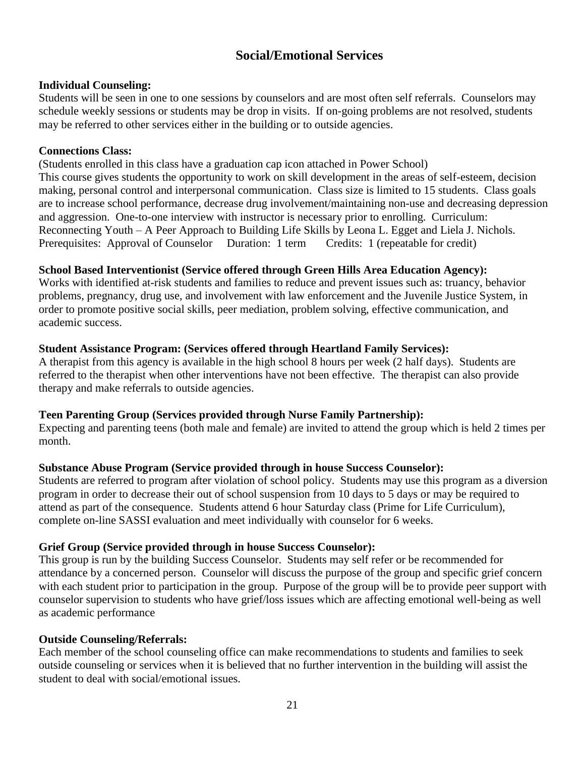# Social/Emotional Services

**Individual Counseling:**
Students will be seen in one to one sessions by counselors and are most often self referrals. Counselors may schedule weekly sessions or students may be drop in visits. If on-going problems are not resolved, students may be referred to other services either in the building or to outside agencies.

**Connections Class:**
(Students enrolled in this class have a graduation cap icon attached in Power School)
This course gives students the opportunity to work on skill development in the areas of self-esteem, decision making, personal control and interpersonal communication. Class size is limited to 15 students. Class goals are to increase school performance, decrease drug involvement/maintaining non-use and decreasing depression and aggression. One-to-one interview with instructor is necessary prior to enrolling. Curriculum: Reconnecting Youth – A Peer Approach to Building Life Skills by Leona L. Egget and Liela J. Nichols.
Prerequisites: Approval of Counselor Duration: 1 term Credits: 1 (repeatable for credit)

**School Based Interventionist (Service offered through Green Hills Area Education Agency):**
Works with identified at-risk students and families to reduce and prevent issues such as: truancy, behavior problems, pregnancy, drug use, and involvement with law enforcement and the Juvenile Justice System, in order to promote positive social skills, peer mediation, problem solving, effective communication, and academic success.

**Student Assistance Program: (Services offered through Heartland Family Services):**
A therapist from this agency is available in the high school 8 hours per week (2 half days). Students are referred to the therapist when other interventions have not been effective. The therapist can also provide therapy and make referrals to outside agencies.

**Teen Parenting Group (Services provided through Nurse Family Partnership):**
Expecting and parenting teens (both male and female) are invited to attend the group which is held 2 times per month.

**Substance Abuse Program (Service provided through in house Success Counselor):**
Students are referred to program after violation of school policy. Students may use this program as a diversion program in order to decrease their out of school suspension from 10 days to 5 days or may be required to attend as part of the consequence. Students attend 6 hour Saturday class (Prime for Life Curriculum), complete on-line SASSI evaluation and meet individually with counselor for 6 weeks.

**Grief Group (Service provided through in house Success Counselor):**
This group is run by the building Success Counselor. Students may self refer or be recommended for attendance by a concerned person. Counselor will discuss the purpose of the group and specific grief concern with each student prior to participation in the group. Purpose of the group will be to provide peer support with counselor supervision to students who have grief/loss issues which are affecting emotional well-being as well as academic performance

**Outside Counseling/Referrals:**
Each member of the school counseling office can make recommendations to students and families to seek outside counseling or services when it is believed that no further intervention in the building will assist the student to deal with social/emotional issues.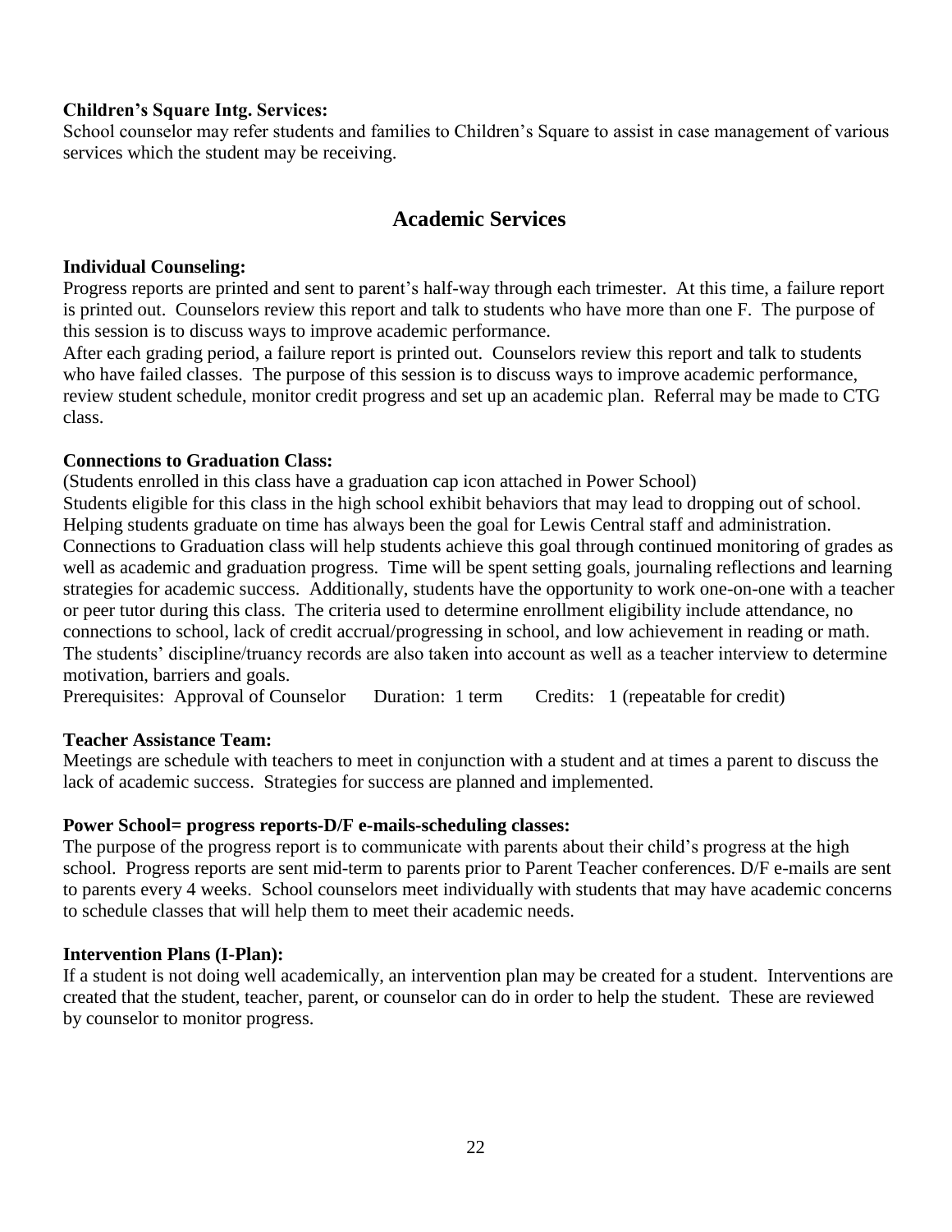**Children's Square Intg. Services:**
School counselor may refer students and families to Children's Square to assist in case management of various services which the student may be receiving.

## Academic Services

**Individual Counseling:**
Progress reports are printed and sent to parent's half-way through each trimester. At this time, a failure report is printed out. Counselors review this report and talk to students who have more than one F. The purpose of this session is to discuss ways to improve academic performance.
After each grading period, a failure report is printed out. Counselors review this report and talk to students who have failed classes. The purpose of this session is to discuss ways to improve academic performance, review student schedule, monitor credit progress and set up an academic plan. Referral may be made to CTG class.

**Connections to Graduation Class:**
(Students enrolled in this class have a graduation cap icon attached in Power School)
Students eligible for this class in the high school exhibit behaviors that may lead to dropping out of school. Helping students graduate on time has always been the goal for Lewis Central staff and administration. Connections to Graduation class will help students achieve this goal through continued monitoring of grades as well as academic and graduation progress. Time will be spent setting goals, journaling reflections and learning strategies for academic success. Additionally, students have the opportunity to work one-on-one with a teacher or peer tutor during this class. The criteria used to determine enrollment eligibility include attendance, no connections to school, lack of credit accrual/progressing in school, and low achievement in reading or math. The students' discipline/truancy records are also taken into account as well as a teacher interview to determine motivation, barriers and goals.
Prerequisites: Approval of Counselor Duration: 1 term Credits: 1 (repeatable for credit)

**Teacher Assistance Team:**
Meetings are schedule with teachers to meet in conjunction with a student and at times a parent to discuss the lack of academic success. Strategies for success are planned and implemented.

**Power School= progress reports-D/F e-mails-scheduling classes:**
The purpose of the progress report is to communicate with parents about their child's progress at the high school. Progress reports are sent mid-term to parents prior to Parent Teacher conferences. D/F e-mails are sent to parents every 4 weeks. School counselors meet individually with students that may have academic concerns to schedule classes that will help them to meet their academic needs.

**Intervention Plans (I-Plan):**
If a student is not doing well academically, an intervention plan may be created for a student. Interventions are created that the student, teacher, parent, or counselor can do in order to help the student. These are reviewed by counselor to monitor progress.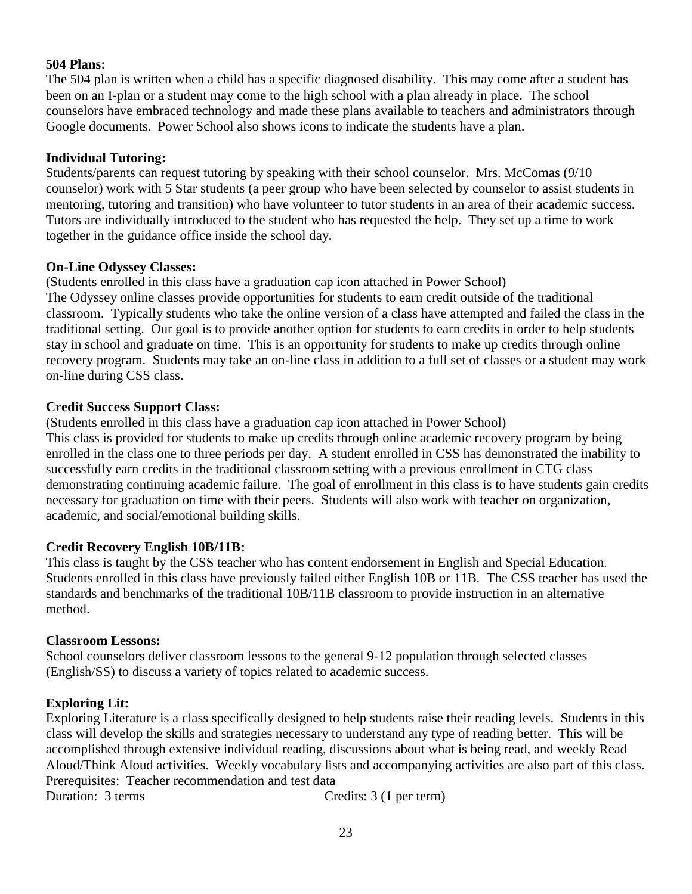**504 Plans:**

The 504 plan is written when a child has a specific diagnosed disability. This may come after a student has been on an I-plan or a student may come to the high school with a plan already in place. The school counselors have embraced technology and made these plans available to teachers and administrators through Google documents. Power School also shows icons to indicate the students have a plan.

**Individual Tutoring:**

Students/parents can request tutoring by speaking with their school counselor. Mrs. McComas (9/10 counselor) work with 5 Star students (a peer group who have been selected by counselor to assist students in mentoring, tutoring and transition) who have volunteer to tutor students in an area of their academic success. Tutors are individually introduced to the student who has requested the help. They set up a time to work together in the guidance office inside the school day.

**On-Line Odyssey Classes:**

(Students enrolled in this class have a graduation cap icon attached in Power School)

The Odyssey online classes provide opportunities for students to earn credit outside of the traditional classroom. Typically students who take the online version of a class have attempted and failed the class in the traditional setting. Our goal is to provide another option for students to earn credits in order to help students stay in school and graduate on time. This is an opportunity for students to make up credits through online recovery program. Students may take an on-line class in addition to a full set of classes or a student may work on-line during CSS class.

**Credit Success Support Class:**

(Students enrolled in this class have a graduation cap icon attached in Power School)

This class is provided for students to make up credits through online academic recovery program by being enrolled in the class one to three periods per day. A student enrolled in CSS has demonstrated the inability to successfully earn credits in the traditional classroom setting with a previous enrollment in CTG class demonstrating continuing academic failure. The goal of enrollment in this class is to have students gain credits necessary for graduation on time with their peers. Students will also work with teacher on organization, academic, and social/emotional building skills.

**Credit Recovery English 10B/11B:**

This class is taught by the CSS teacher who has content endorsement in English and Special Education. Students enrolled in this class have previously failed either English 10B or 11B. The CSS teacher has used the standards and benchmarks of the traditional 10B/11B classroom to provide instruction in an alternative method.

**Classroom Lessons:**

School counselors deliver classroom lessons to the general 9-12 population through selected classes (English/SS) to discuss a variety of topics related to academic success.

**Exploring Lit:**

Exploring Literature is a class specifically designed to help students raise their reading levels. Students in this class will develop the skills and strategies necessary to understand any type of reading better. This will be accomplished through extensive individual reading, discussions about what is being read, and weekly Read Aloud/Think Aloud activities. Weekly vocabulary lists and accompanying activities are also part of this class.

Prerequisites: Teacher recommendation and test data

Duration: 3 terms Credits: 3 (1 per term)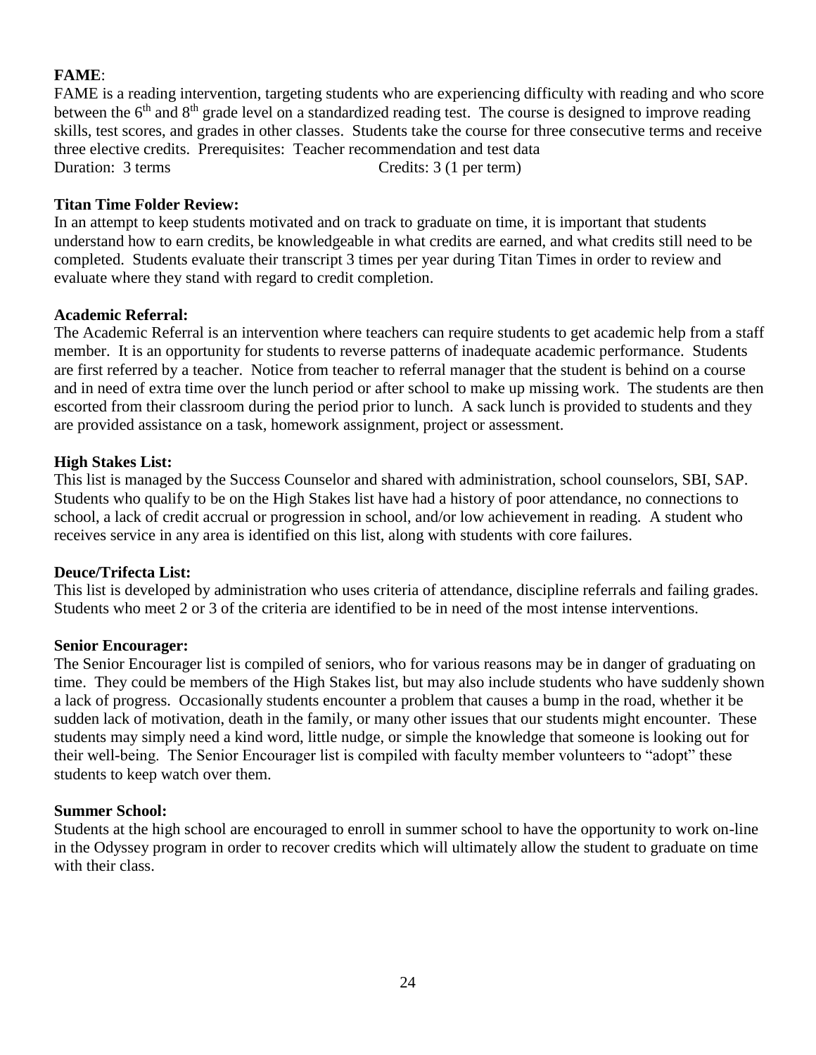**FAME**:

FAME is a reading intervention, targeting students who are experiencing difficulty with reading and who score between the 6th and 8th grade level on a standardized reading test. The course is designed to improve reading skills, test scores, and grades in other classes. Students take the course for three consecutive terms and receive three elective credits. Prerequisites: Teacher recommendation and test data

Duration: 3 terms Credits: 3 (1 per term)

**Titan Time Folder Review:**

In an attempt to keep students motivated and on track to graduate on time, it is important that students understand how to earn credits, be knowledgeable in what credits are earned, and what credits still need to be completed. Students evaluate their transcript 3 times per year during Titan Times in order to review and evaluate where they stand with regard to credit completion.

**Academic Referral:**

The Academic Referral is an intervention where teachers can require students to get academic help from a staff member. It is an opportunity for students to reverse patterns of inadequate academic performance. Students are first referred by a teacher. Notice from teacher to referral manager that the student is behind on a course and in need of extra time over the lunch period or after school to make up missing work. The students are then escorted from their classroom during the period prior to lunch. A sack lunch is provided to students and they are provided assistance on a task, homework assignment, project or assessment.

**High Stakes List:**

This list is managed by the Success Counselor and shared with administration, school counselors, SBI, SAP. Students who qualify to be on the High Stakes list have had a history of poor attendance, no connections to school, a lack of credit accrual or progression in school, and/or low achievement in reading. A student who receives service in any area is identified on this list, along with students with core failures.

**Deuce/Trifecta List:**

This list is developed by administration who uses criteria of attendance, discipline referrals and failing grades. Students who meet 2 or 3 of the criteria are identified to be in need of the most intense interventions.

**Senior Encourager:**

The Senior Encourager list is compiled of seniors, who for various reasons may be in danger of graduating on time. They could be members of the High Stakes list, but may also include students who have suddenly shown a lack of progress. Occasionally students encounter a problem that causes a bump in the road, whether it be sudden lack of motivation, death in the family, or many other issues that our students might encounter. These students may simply need a kind word, little nudge, or simple the knowledge that someone is looking out for their well-being. The Senior Encourager list is compiled with faculty member volunteers to "adopt" these students to keep watch over them.

**Summer School:**

Students at the high school are encouraged to enroll in summer school to have the opportunity to work on-line in the Odyssey program in order to recover credits which will ultimately allow the student to graduate on time with their class.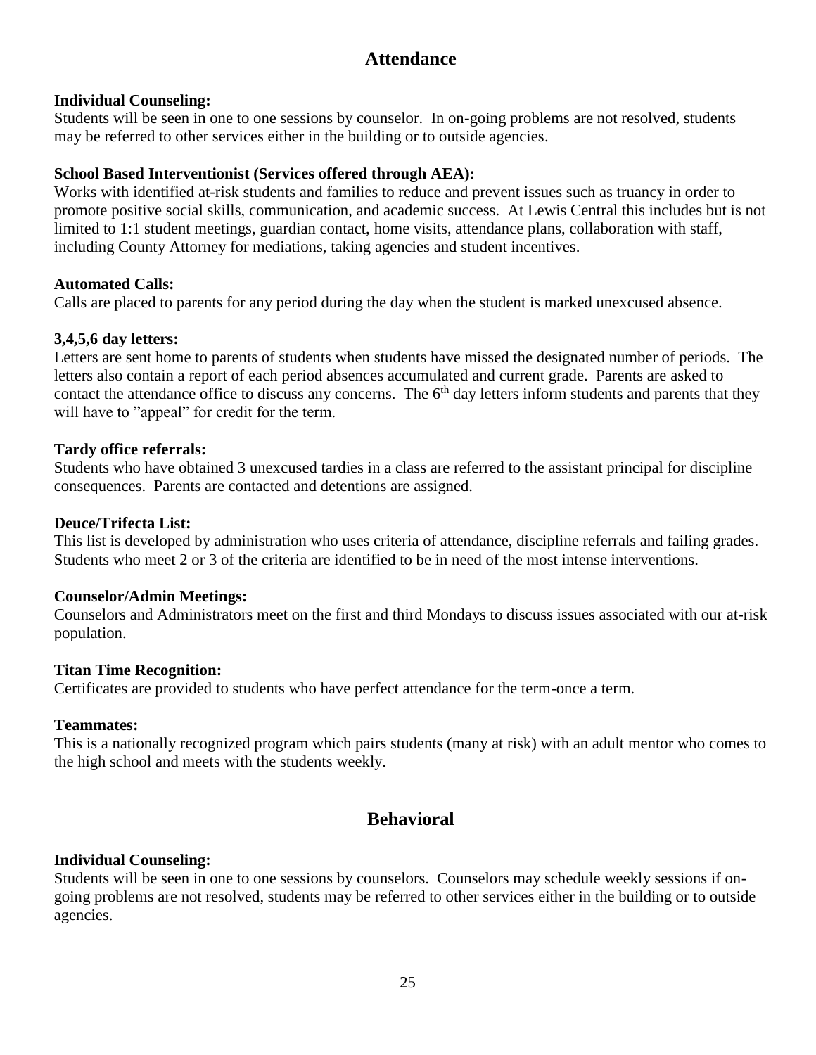## Attendance

**Individual Counseling:**
Students will be seen in one to one sessions by counselor. In on-going problems are not resolved, students may be referred to other services either in the building or to outside agencies.

**School Based Interventionist (Services offered through AEA):**
Works with identified at-risk students and families to reduce and prevent issues such as truancy in order to promote positive social skills, communication, and academic success. At Lewis Central this includes but is not limited to 1:1 student meetings, guardian contact, home visits, attendance plans, collaboration with staff, including County Attorney for mediations, taking agencies and student incentives.

**Automated Calls:**
Calls are placed to parents for any period during the day when the student is marked unexcused absence.

**3,4,5,6 day letters:**
Letters are sent home to parents of students when students have missed the designated number of periods. The letters also contain a report of each period absences accumulated and current grade. Parents are asked to contact the attendance office to discuss any concerns. The 6th day letters inform students and parents that they will have to "appeal" for credit for the term.

**Tardy office referrals:**
Students who have obtained 3 unexcused tardies in a class are referred to the assistant principal for discipline consequences. Parents are contacted and detentions are assigned.

**Deuce/Trifecta List:**
This list is developed by administration who uses criteria of attendance, discipline referrals and failing grades. Students who meet 2 or 3 of the criteria are identified to be in need of the most intense interventions.

**Counselor/Admin Meetings:**
Counselors and Administrators meet on the first and third Mondays to discuss issues associated with our at-risk population.

**Titan Time Recognition:**
Certificates are provided to students who have perfect attendance for the term-once a term.

**Teammates:**
This is a nationally recognized program which pairs students (many at risk) with an adult mentor who comes to the high school and meets with the students weekly.

## Behavioral

**Individual Counseling:**
Students will be seen in one to one sessions by counselors. Counselors may schedule weekly sessions if on-going problems are not resolved, students may be referred to other services either in the building or to outside agencies.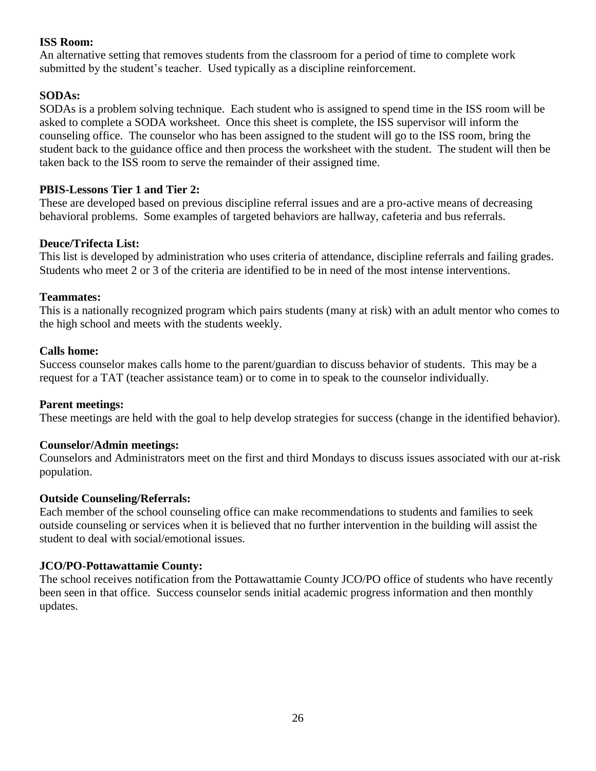**ISS Room:**
An alternative setting that removes students from the classroom for a period of time to complete work submitted by the student's teacher. Used typically as a discipline reinforcement.

**SODAs:**
SODAs is a problem solving technique. Each student who is assigned to spend time in the ISS room will be asked to complete a SODA worksheet. Once this sheet is complete, the ISS supervisor will inform the counseling office. The counselor who has been assigned to the student will go to the ISS room, bring the student back to the guidance office and then process the worksheet with the student. The student will then be taken back to the ISS room to serve the remainder of their assigned time.

**PBIS-Lessons Tier 1 and Tier 2:**
These are developed based on previous discipline referral issues and are a pro-active means of decreasing behavioral problems. Some examples of targeted behaviors are hallway, cafeteria and bus referrals.

**Deuce/Trifecta List:**
This list is developed by administration who uses criteria of attendance, discipline referrals and failing grades. Students who meet 2 or 3 of the criteria are identified to be in need of the most intense interventions.

**Teammates:**
This is a nationally recognized program which pairs students (many at risk) with an adult mentor who comes to the high school and meets with the students weekly.

**Calls home:**
Success counselor makes calls home to the parent/guardian to discuss behavior of students. This may be a request for a TAT (teacher assistance team) or to come in to speak to the counselor individually.

**Parent meetings:**
These meetings are held with the goal to help develop strategies for success (change in the identified behavior).

**Counselor/Admin meetings:**
Counselors and Administrators meet on the first and third Mondays to discuss issues associated with our at-risk population.

**Outside Counseling/Referrals:**
Each member of the school counseling office can make recommendations to students and families to seek outside counseling or services when it is believed that no further intervention in the building will assist the student to deal with social/emotional issues.

**JCO/PO-Pottawattamie County:**
The school receives notification from the Pottawattamie County JCO/PO office of students who have recently been seen in that office. Success counselor sends initial academic progress information and then monthly updates.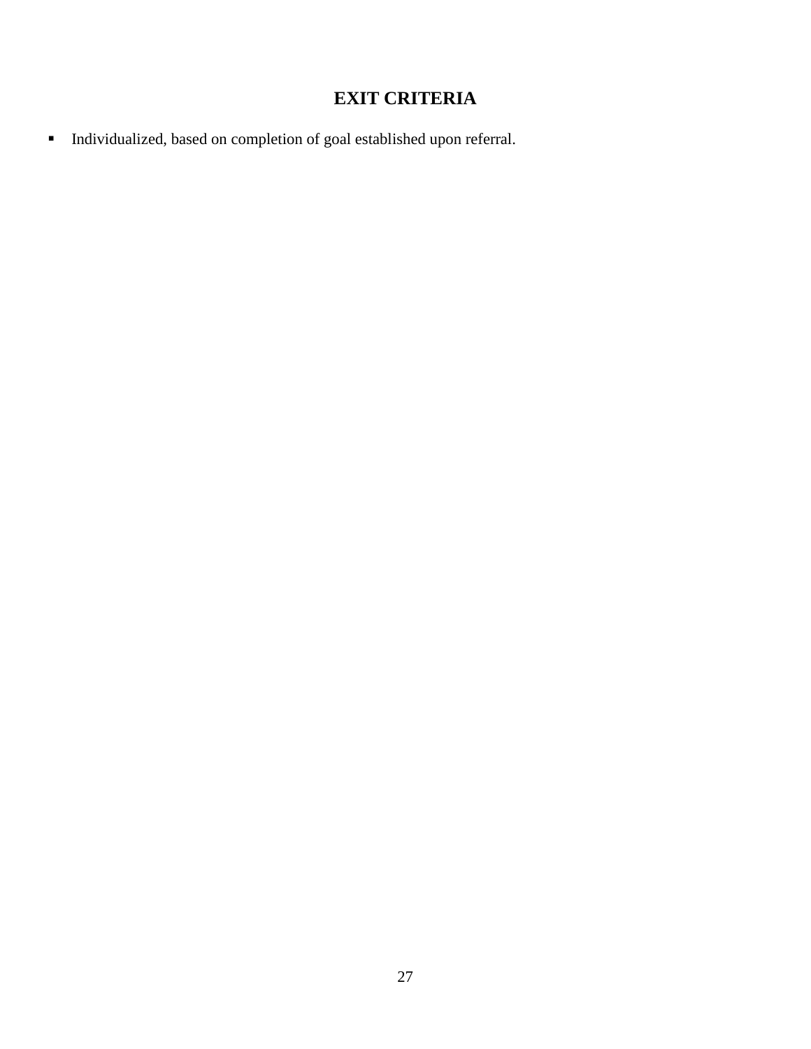## EXIT CRITERIA

- Individualized, based on completion of goal established upon referral.